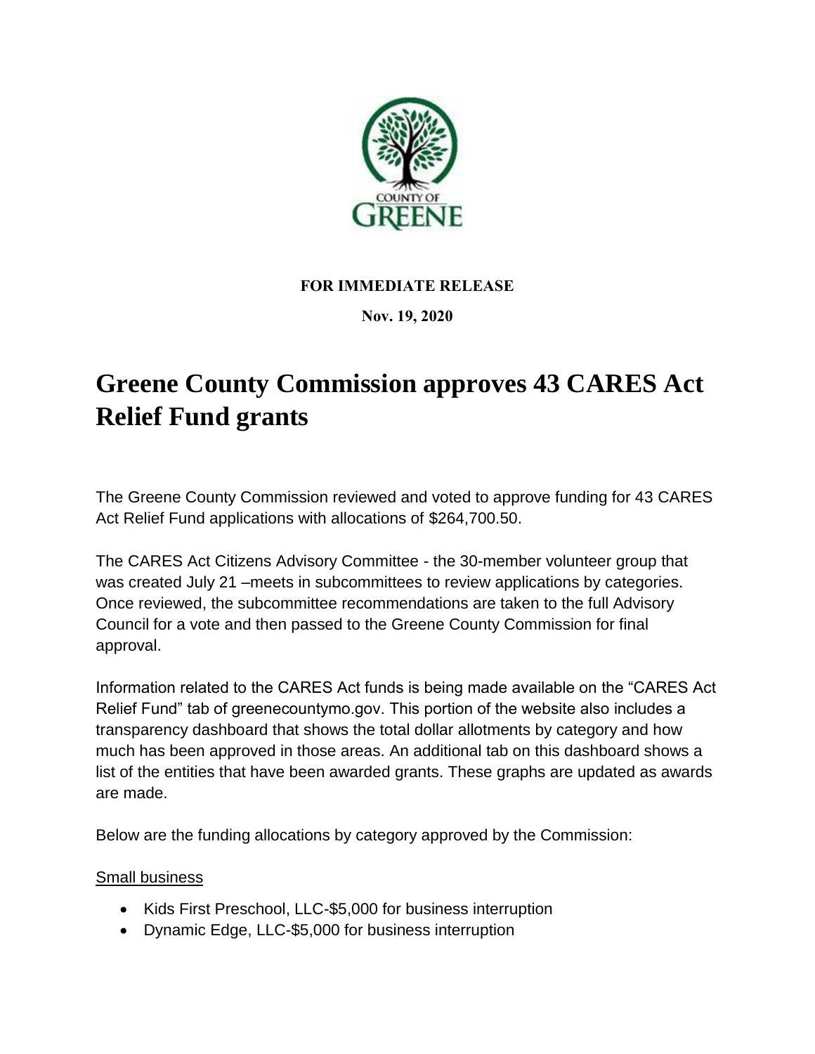**FOR IMMEDIATE RELEASE**

**Nov. 19, 2020**

# Greene County Commission approves 43 CARES Act Relief Fund grants

The Greene County Commission reviewed and voted to approve funding for 43 CARES Act Relief Fund applications with allocations of $264,700.50.

The CARES Act Citizens Advisory Committee - the 30-member volunteer group that was created July 21 –meets in subcommittees to review applications by categories. Once reviewed, the subcommittee recommendations are taken to the full Advisory Council for a vote and then passed to the Greene County Commission for final approval.

Information related to the CARES Act funds is being made available on the “CARES Act Relief Fund” tab of greenecountymo.gov. This portion of the website also includes a transparency dashboard that shows the total dollar allotments by category and how much has been approved in those areas. An additional tab on this dashboard shows a list of the entities that have been awarded grants. These graphs are updated as awards are made.

Below are the funding allocations by category approved by the Commission:

<u>Small business</u>

- Kids First Preschool, LLC-$5,000 for business interruption
- Dynamic Edge, LLC-$5,000 for business interruption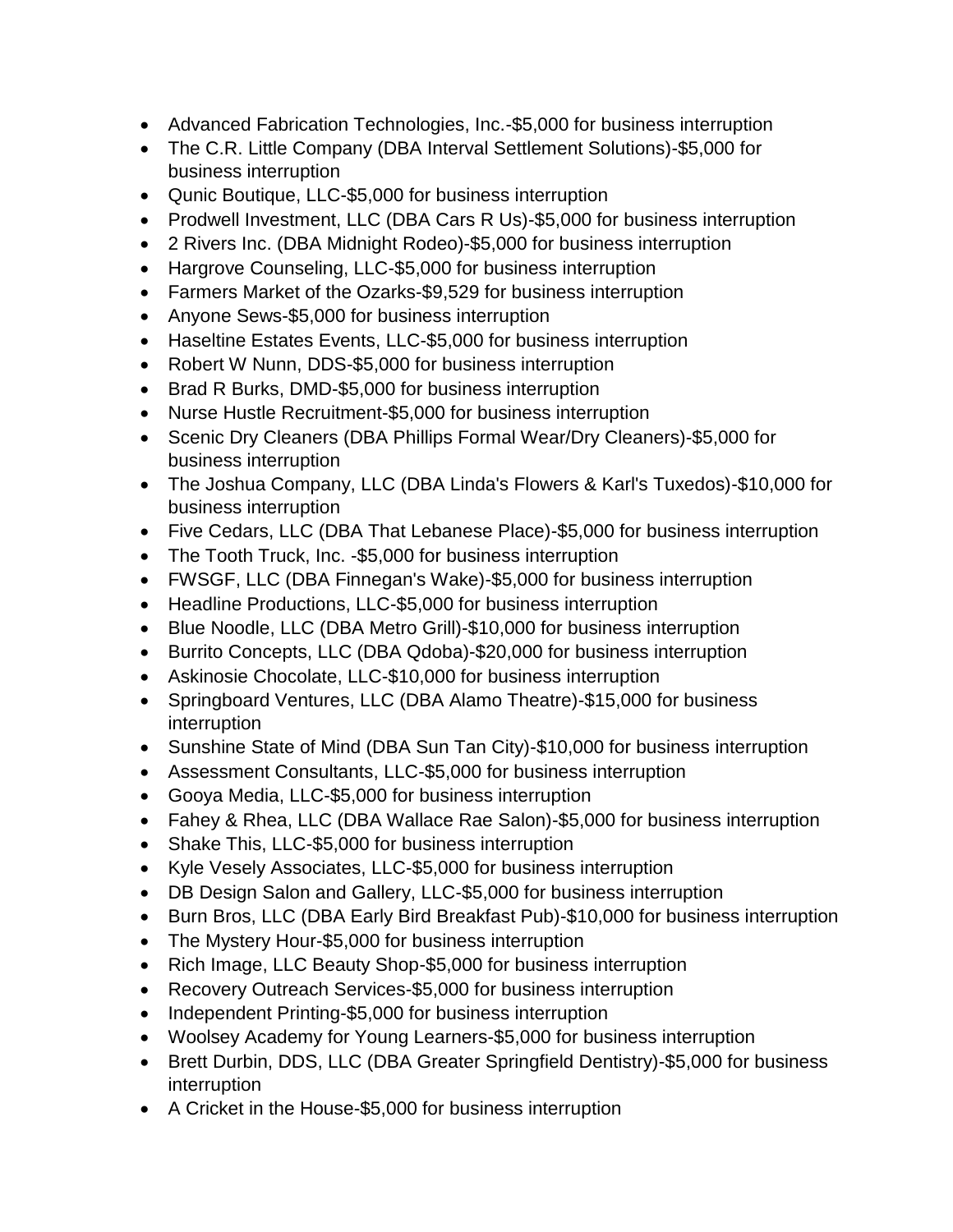- Advanced Fabrication Technologies, Inc.-$5,000 for business interruption
- The C.R. Little Company (DBA Interval Settlement Solutions)-$5,000 for business interruption
- Qunic Boutique, LLC-$5,000 for business interruption
- Prodwell Investment, LLC (DBA Cars R Us)-$5,000 for business interruption
- 2 Rivers Inc. (DBA Midnight Rodeo)-$5,000 for business interruption
- Hargrove Counseling, LLC-$5,000 for business interruption
- Farmers Market of the Ozarks-$9,529 for business interruption
- Anyone Sews-$5,000 for business interruption
- Haseltine Estates Events, LLC-$5,000 for business interruption
- Robert W Nunn, DDS-$5,000 for business interruption
- Brad R Burks, DMD-$5,000 for business interruption
- Nurse Hustle Recruitment-$5,000 for business interruption
- Scenic Dry Cleaners (DBA Phillips Formal Wear/Dry Cleaners)-$5,000 for business interruption
- The Joshua Company, LLC (DBA Linda's Flowers & Karl's Tuxedos)-$10,000 for business interruption
- Five Cedars, LLC (DBA That Lebanese Place)-$5,000 for business interruption
- The Tooth Truck, Inc. -$5,000 for business interruption
- FWSGF, LLC (DBA Finnegan's Wake)-$5,000 for business interruption
- Headline Productions, LLC-$5,000 for business interruption
- Blue Noodle, LLC (DBA Metro Grill)-$10,000 for business interruption
- Burrito Concepts, LLC (DBA Qdoba)-$20,000 for business interruption
- Askinosie Chocolate, LLC-$10,000 for business interruption
- Springboard Ventures, LLC (DBA Alamo Theatre)-$15,000 for business interruption
- Sunshine State of Mind (DBA Sun Tan City)-$10,000 for business interruption
- Assessment Consultants, LLC-$5,000 for business interruption
- Gooya Media, LLC-$5,000 for business interruption
- Fahey & Rhea, LLC (DBA Wallace Rae Salon)-$5,000 for business interruption
- Shake This, LLC-$5,000 for business interruption
- Kyle Vesely Associates, LLC-$5,000 for business interruption
- DB Design Salon and Gallery, LLC-$5,000 for business interruption
- Burn Bros, LLC (DBA Early Bird Breakfast Pub)-$10,000 for business interruption
- The Mystery Hour-$5,000 for business interruption
- Rich Image, LLC Beauty Shop-$5,000 for business interruption
- Recovery Outreach Services-$5,000 for business interruption
- Independent Printing-$5,000 for business interruption
- Woolsey Academy for Young Learners-$5,000 for business interruption
- Brett Durbin, DDS, LLC (DBA Greater Springfield Dentistry)-$5,000 for business interruption
- A Cricket in the House-$5,000 for business interruption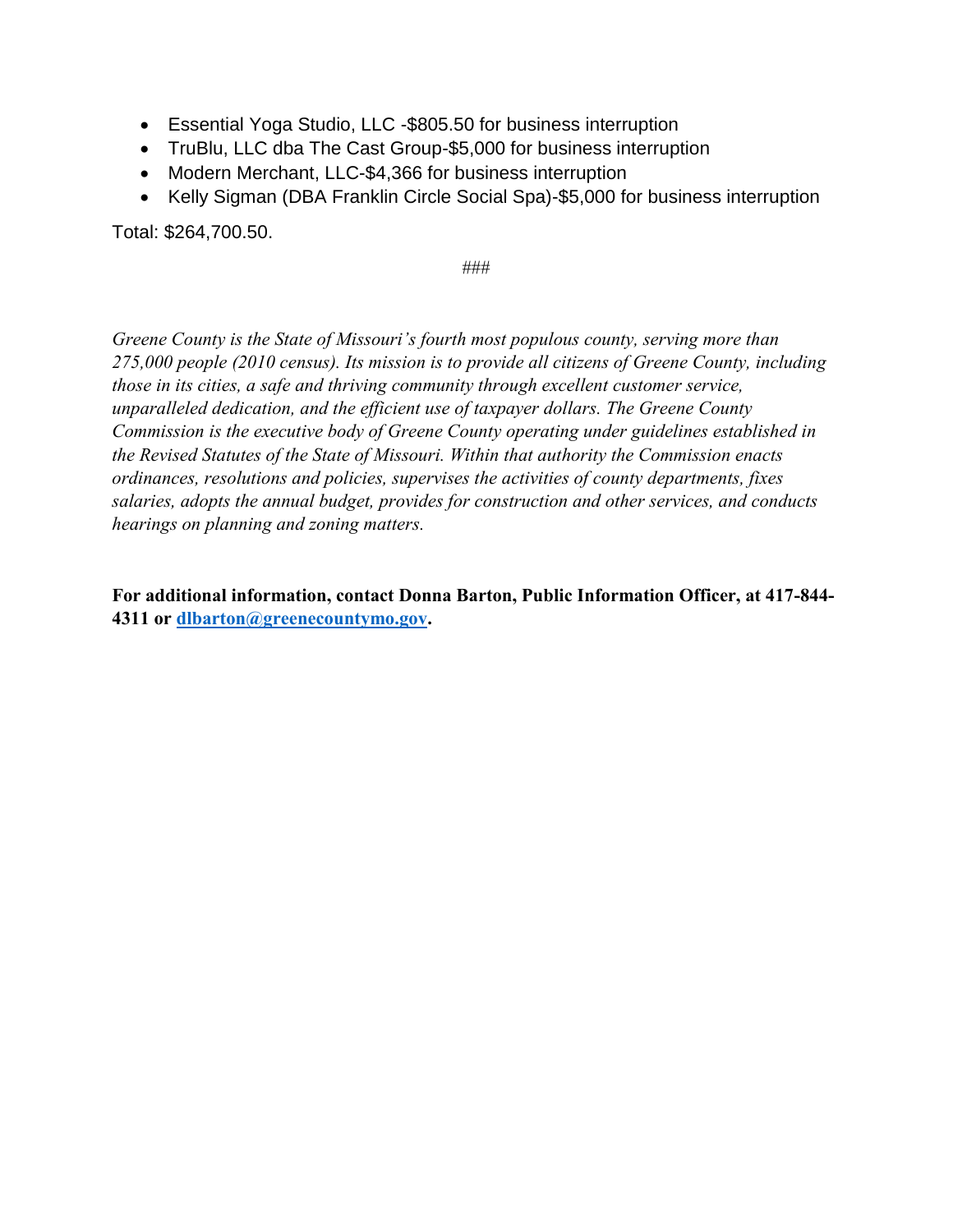- Essential Yoga Studio, LLC -$805.50 for business interruption
- TruBlu, LLC dba The Cast Group-$5,000 for business interruption
- Modern Merchant, LLC-$4,366 for business interruption
- Kelly Sigman (DBA Franklin Circle Social Spa)-$5,000 for business interruption

Total: $264,700.50.

###

*Greene County is the State of Missouri's fourth most populous county, serving more than 275,000 people (2010 census). Its mission is to provide all citizens of Greene County, including those in its cities, a safe and thriving community through excellent customer service, unparalleled dedication, and the efficient use of taxpayer dollars. The Greene County Commission is the executive body of Greene County operating under guidelines established in the Revised Statutes of the State of Missouri. Within that authority the Commission enacts ordinances, resolutions and policies, supervises the activities of county departments, fixes salaries, adopts the annual budget, provides for construction and other services, and conducts hearings on planning and zoning matters.*

**For additional information, contact Donna Barton, Public Information Officer, at 417-844-4311 or [dlbarton@greenecountymo.gov](mailto:dlbarton@greenecountymo.gov).**